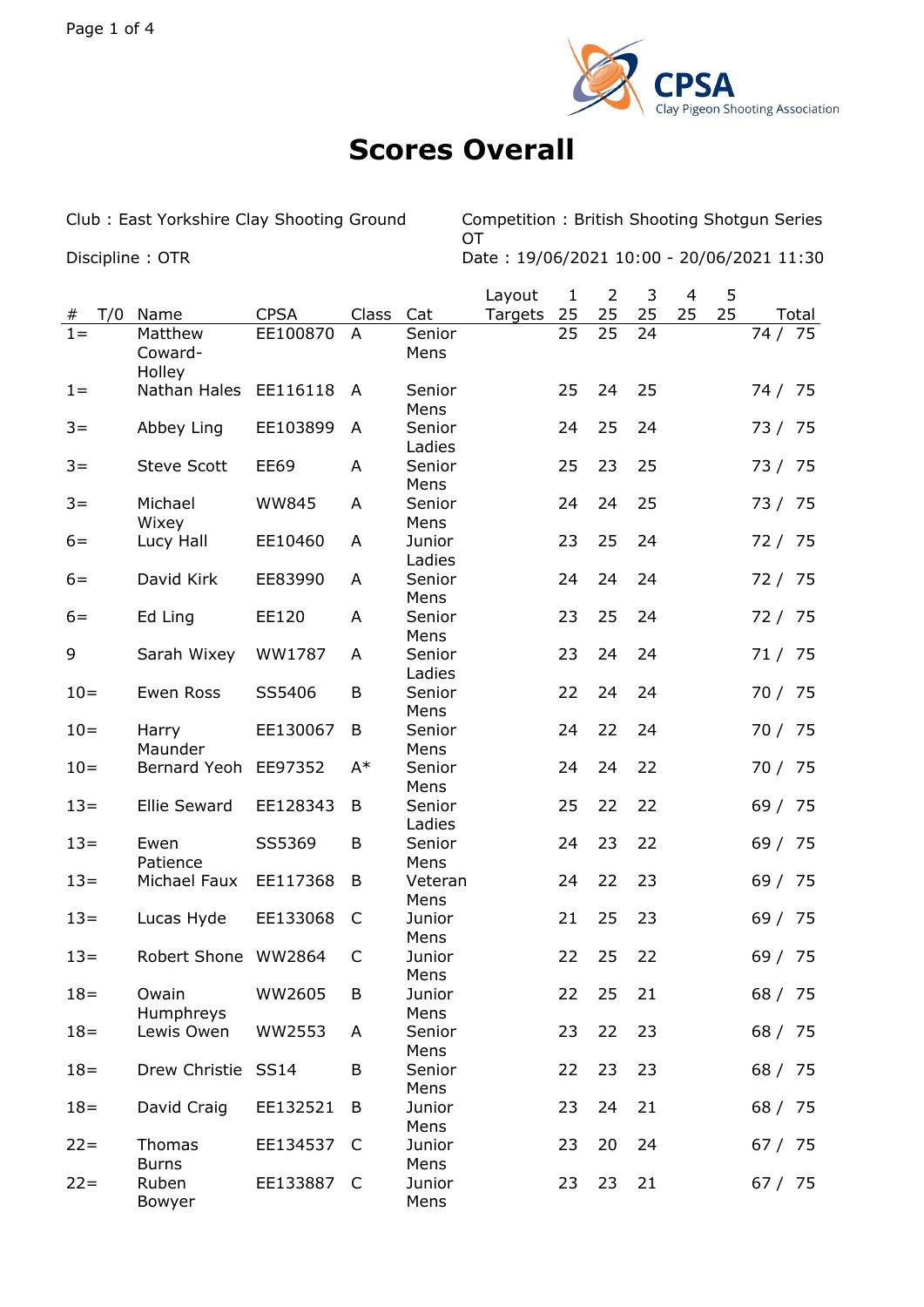# Scores Overall

Club : East Yorkshire Clay Shooting Ground

Discipline : OTR

Competition : British Shooting Shotgun Series OT

Date : 19/06/2021 10:00 - 20/06/2021 11:30

| # | T/0 | Name | CPSA | Class | Cat | Layout Targets | 1 25 | 2 25 | 3 25 | 4 25 | 5 25 | Total |
|---|---|---|---|---|---|---|---|---|---|---|---|---|
| 1= | | Matthew Coward-Holley | EE100870 | A | Senior Mens | | 25 | 25 | 24 | | | 74 / 75 |
| 1= | | Nathan Hales | EE116118 | A | Senior Mens | | 25 | 24 | 25 | | | 74 / 75 |
| 3= | | Abbey Ling | EE103899 | A | Senior Ladies | | 24 | 25 | 24 | | | 73 / 75 |
| 3= | | Steve Scott | EE69 | A | Senior Mens | | 25 | 23 | 25 | | | 73 / 75 |
| 3= | | Michael Wixey | WW845 | A | Senior Mens | | 24 | 24 | 25 | | | 73 / 75 |
| 6= | | Lucy Hall | EE10460 | A | Junior Ladies | | 23 | 25 | 24 | | | 72 / 75 |
| 6= | | David Kirk | EE83990 | A | Senior Mens | | 24 | 24 | 24 | | | 72 / 75 |
| 6= | | Ed Ling | EE120 | A | Senior Mens | | 23 | 25 | 24 | | | 72 / 75 |
| 9 | | Sarah Wixey | WW1787 | A | Senior Ladies | | 23 | 24 | 24 | | | 71 / 75 |
| 10= | | Ewen Ross | SS5406 | B | Senior Mens | | 22 | 24 | 24 | | | 70 / 75 |
| 10= | | Harry Maunder | EE130067 | B | Senior Mens | | 24 | 22 | 24 | | | 70 / 75 |
| 10= | | Bernard Yeoh | EE97352 | A* | Senior Mens | | 24 | 24 | 22 | | | 70 / 75 |
| 13= | | Ellie Seward | EE128343 | B | Senior Ladies | | 25 | 22 | 22 | | | 69 / 75 |
| 13= | | Ewen Patience | SS5369 | B | Senior Mens | | 24 | 23 | 22 | | | 69 / 75 |
| 13= | | Michael Faux | EE117368 | B | Veteran Mens | | 24 | 22 | 23 | | | 69 / 75 |
| 13= | | Lucas Hyde | EE133068 | C | Junior Mens | | 21 | 25 | 23 | | | 69 / 75 |
| 13= | | Robert Shone | WW2864 | C | Junior Mens | | 22 | 25 | 22 | | | 69 / 75 |
| 18= | | Owain Humphreys | WW2605 | B | Junior Mens | | 22 | 25 | 21 | | | 68 / 75 |
| 18= | | Lewis Owen | WW2553 | A | Senior Mens | | 23 | 22 | 23 | | | 68 / 75 |
| 18= | | Drew Christie | SS14 | B | Senior Mens | | 22 | 23 | 23 | | | 68 / 75 |
| 18= | | David Craig | EE132521 | B | Junior Mens | | 23 | 24 | 21 | | | 68 / 75 |
| 22= | | Thomas Burns | EE134537 | C | Junior Mens | | 23 | 20 | 24 | | | 67 / 75 |
| 22= | | Ruben Bowyer | EE133887 | C | Junior Mens | | 23 | 23 | 21 | | | 67 / 75 |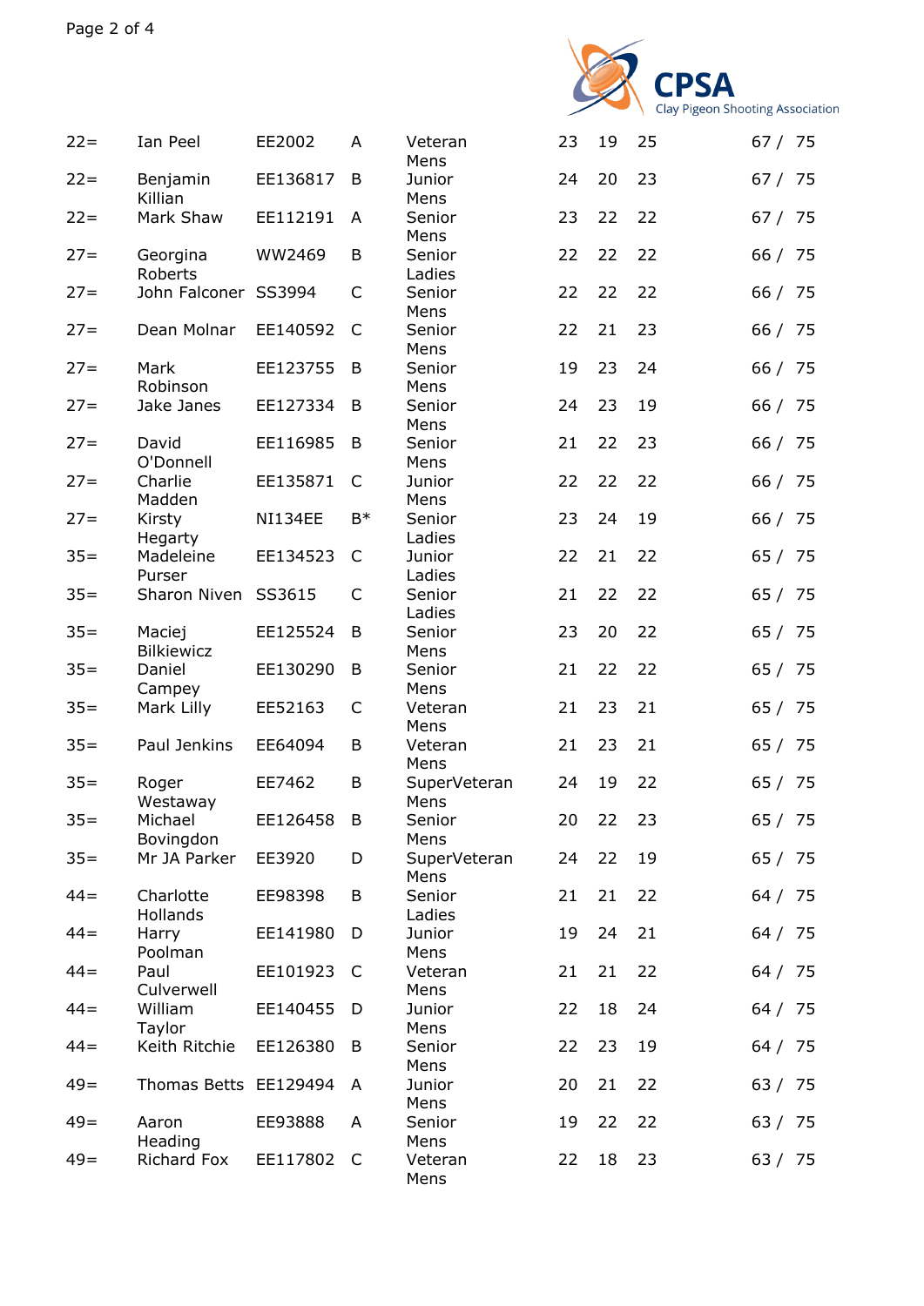| | | | | | | | | |
|---|---|---|---|---|---|---|---|---|
| 22= | Ian Peel | EE2002 | A | Veteran Mens | 23 | 19 | 25 | 67 / 75 |
| 22= | Benjamin Killian | EE136817 | B | Junior Mens | 24 | 20 | 23 | 67 / 75 |
| 22= | Mark Shaw | EE112191 | A | Senior Mens | 23 | 22 | 22 | 67 / 75 |
| 27= | Georgina Roberts | WW2469 | B | Senior Ladies | 22 | 22 | 22 | 66 / 75 |
| 27= | John Falconer | SS3994 | C | Senior Mens | 22 | 22 | 22 | 66 / 75 |
| 27= | Dean Molnar | EE140592 | C | Senior Mens | 22 | 21 | 23 | 66 / 75 |
| 27= | Mark Robinson | EE123755 | B | Senior Mens | 19 | 23 | 24 | 66 / 75 |
| 27= | Jake Janes | EE127334 | B | Senior Mens | 24 | 23 | 19 | 66 / 75 |
| 27= | David O'Donnell | EE116985 | B | Senior Mens | 21 | 22 | 23 | 66 / 75 |
| 27= | Charlie Madden | EE135871 | C | Junior Mens | 22 | 22 | 22 | 66 / 75 |
| 27= | Kirsty Hegarty | NI134EE | B* | Senior Ladies | 23 | 24 | 19 | 66 / 75 |
| 35= | Madeleine Purser | EE134523 | C | Junior Ladies | 22 | 21 | 22 | 65 / 75 |
| 35= | Sharon Niven | SS3615 | C | Senior Ladies | 21 | 22 | 22 | 65 / 75 |
| 35= | Maciej Bilkiewicz | EE125524 | B | Senior Mens | 23 | 20 | 22 | 65 / 75 |
| 35= | Daniel Campey | EE130290 | B | Senior Mens | 21 | 22 | 22 | 65 / 75 |
| 35= | Mark Lilly | EE52163 | C | Veteran Mens | 21 | 23 | 21 | 65 / 75 |
| 35= | Paul Jenkins | EE64094 | B | Veteran Mens | 21 | 23 | 21 | 65 / 75 |
| 35= | Roger Westaway | EE7462 | B | SuperVeteran Mens | 24 | 19 | 22 | 65 / 75 |
| 35= | Michael Bovingdon | EE126458 | B | Senior Mens | 20 | 22 | 23 | 65 / 75 |
| 35= | Mr JA Parker | EE3920 | D | SuperVeteran Mens | 24 | 22 | 19 | 65 / 75 |
| 44= | Charlotte Hollands | EE98398 | B | Senior Ladies | 21 | 21 | 22 | 64 / 75 |
| 44= | Harry Poolman | EE141980 | D | Junior Mens | 19 | 24 | 21 | 64 / 75 |
| 44= | Paul Culverwell | EE101923 | C | Veteran Mens | 21 | 21 | 22 | 64 / 75 |
| 44= | William Taylor | EE140455 | D | Junior Mens | 22 | 18 | 24 | 64 / 75 |
| 44= | Keith Ritchie | EE126380 | B | Senior Mens | 22 | 23 | 19 | 64 / 75 |
| 49= | Thomas Betts | EE129494 | A | Junior Mens | 20 | 21 | 22 | 63 / 75 |
| 49= | Aaron Heading | EE93888 | A | Senior Mens | 19 | 22 | 22 | 63 / 75 |
| 49= | Richard Fox | EE117802 | C | Veteran Mens | 22 | 18 | 23 | 63 / 75 |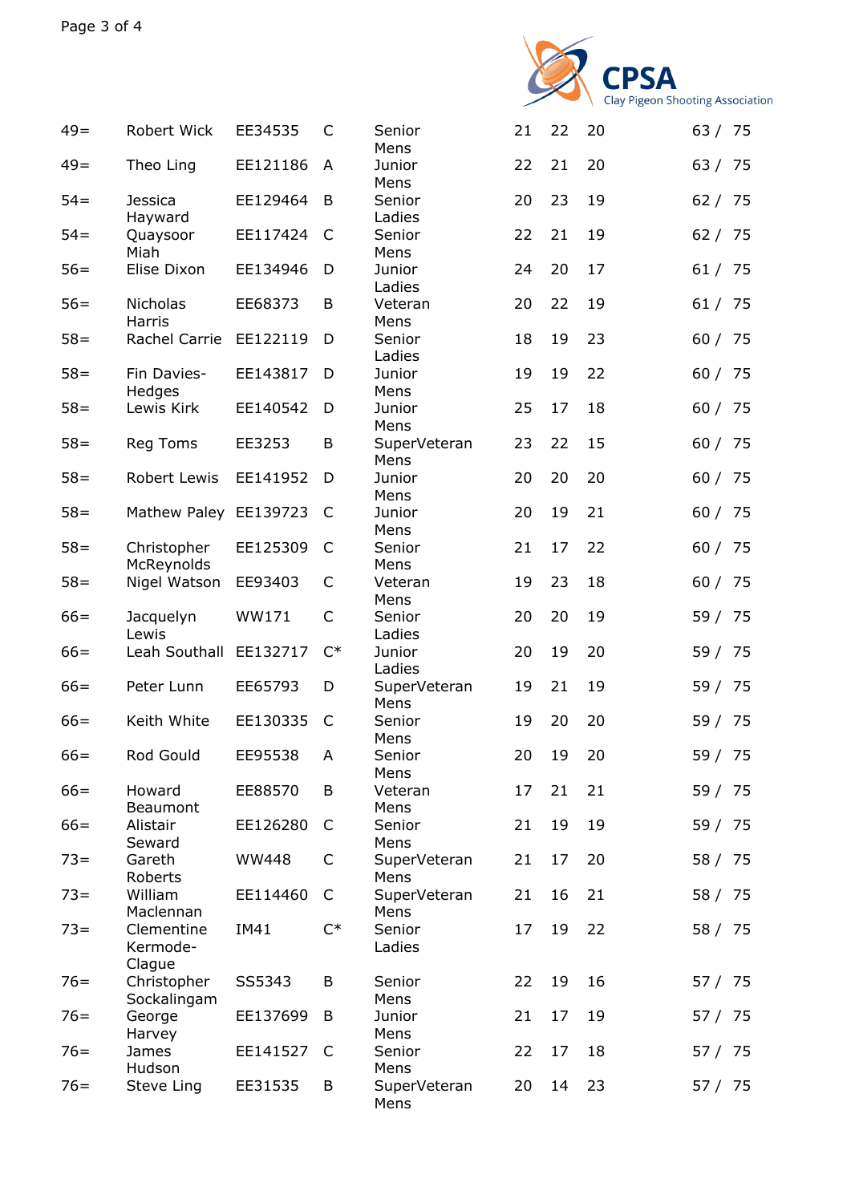| | | | | | | | | |
|---|---|---|---|---|---|---|---|---|
| 49= | Robert Wick | EE34535 | C | Senior Mens | 21 | 22 | 20 | 63 / 75 |
| 49= | Theo Ling | EE121186 | A | Junior Mens | 22 | 21 | 20 | 63 / 75 |
| 54= | Jessica Hayward | EE129464 | B | Senior Ladies | 20 | 23 | 19 | 62 / 75 |
| 54= | Quaysoor Miah | EE117424 | C | Senior Mens | 22 | 21 | 19 | 62 / 75 |
| 56= | Elise Dixon | EE134946 | D | Junior Ladies | 24 | 20 | 17 | 61 / 75 |
| 56= | Nicholas Harris | EE68373 | B | Veteran Mens | 20 | 22 | 19 | 61 / 75 |
| 58= | Rachel Carrie | EE122119 | D | Senior Ladies | 18 | 19 | 23 | 60 / 75 |
| 58= | Fin Davies-Hedges | EE143817 | D | Junior Mens | 19 | 19 | 22 | 60 / 75 |
| 58= | Lewis Kirk | EE140542 | D | Junior Mens | 25 | 17 | 18 | 60 / 75 |
| 58= | Reg Toms | EE3253 | B | SuperVeteran Mens | 23 | 22 | 15 | 60 / 75 |
| 58= | Robert Lewis | EE141952 | D | Junior Mens | 20 | 20 | 20 | 60 / 75 |
| 58= | Mathew Paley | EE139723 | C | Junior Mens | 20 | 19 | 21 | 60 / 75 |
| 58= | Christopher McReynolds | EE125309 | C | Senior Mens | 21 | 17 | 22 | 60 / 75 |
| 58= | Nigel Watson | EE93403 | C | Veteran Mens | 19 | 23 | 18 | 60 / 75 |
| 66= | Jacquelyn Lewis | WW171 | C | Senior Ladies | 20 | 20 | 19 | 59 / 75 |
| 66= | Leah Southall | EE132717 | C* | Junior Ladies | 20 | 19 | 20 | 59 / 75 |
| 66= | Peter Lunn | EE65793 | D | SuperVeteran Mens | 19 | 21 | 19 | 59 / 75 |
| 66= | Keith White | EE130335 | C | Senior Mens | 19 | 20 | 20 | 59 / 75 |
| 66= | Rod Gould | EE95538 | A | Senior Mens | 20 | 19 | 20 | 59 / 75 |
| 66= | Howard Beaumont | EE88570 | B | Veteran Mens | 17 | 21 | 21 | 59 / 75 |
| 66= | Alistair Seward | EE126280 | C | Senior Mens | 21 | 19 | 19 | 59 / 75 |
| 73= | Gareth Roberts | WW448 | C | SuperVeteran Mens | 21 | 17 | 20 | 58 / 75 |
| 73= | William Maclennan | EE114460 | C | SuperVeteran Mens | 21 | 16 | 21 | 58 / 75 |
| 73= | Clementine Kermode-Clague | IM41 | C* | Senior Ladies | 17 | 19 | 22 | 58 / 75 |
| 76= | Christopher Sockalingam | SS5343 | B | Senior Mens | 22 | 19 | 16 | 57 / 75 |
| 76= | George Harvey | EE137699 | B | Junior Mens | 21 | 17 | 19 | 57 / 75 |
| 76= | James Hudson | EE141527 | C | Senior Mens | 22 | 17 | 18 | 57 / 75 |
| 76= | Steve Ling | EE31535 | B | SuperVeteran Mens | 20 | 14 | 23 | 57 / 75 |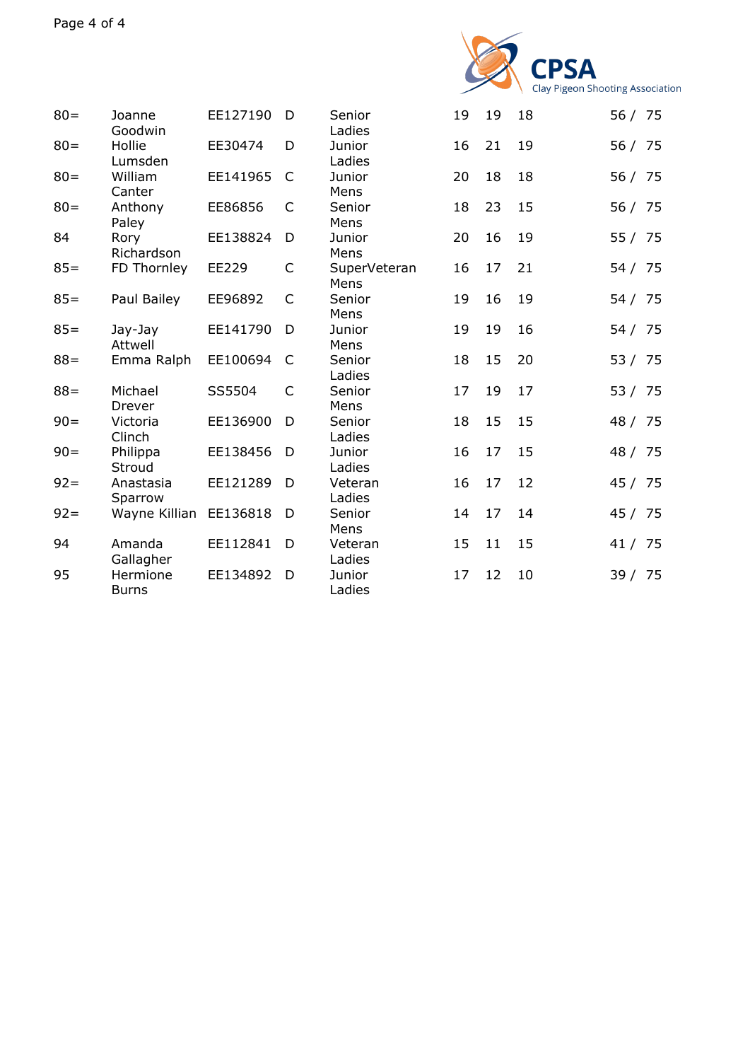| | | | | | | | | |
|---|---|---|---|---|---|---|---|---|
| 80= | Joanne Goodwin | EE127190 | D | Senior Ladies | 19 | 19 | 18 | 56 / 75 |
| 80= | Hollie Lumsden | EE30474 | D | Junior Ladies | 16 | 21 | 19 | 56 / 75 |
| 80= | William Canter | EE141965 | C | Junior Mens | 20 | 18 | 18 | 56 / 75 |
| 80= | Anthony Paley | EE86856 | C | Senior Mens | 18 | 23 | 15 | 56 / 75 |
| 84 | Rory Richardson | EE138824 | D | Junior Mens | 20 | 16 | 19 | 55 / 75 |
| 85= | FD Thornley | EE229 | C | SuperVeteran Mens | 16 | 17 | 21 | 54 / 75 |
| 85= | Paul Bailey | EE96892 | C | Senior Mens | 19 | 16 | 19 | 54 / 75 |
| 85= | Jay-Jay Attwell | EE141790 | D | Junior Mens | 19 | 19 | 16 | 54 / 75 |
| 88= | Emma Ralph | EE100694 | C | Senior Ladies | 18 | 15 | 20 | 53 / 75 |
| 88= | Michael Drever | SS5504 | C | Senior Mens | 17 | 19 | 17 | 53 / 75 |
| 90= | Victoria Clinch | EE136900 | D | Senior Ladies | 18 | 15 | 15 | 48 / 75 |
| 90= | Philippa Stroud | EE138456 | D | Junior Ladies | 16 | 17 | 15 | 48 / 75 |
| 92= | Anastasia Sparrow | EE121289 | D | Veteran Ladies | 16 | 17 | 12 | 45 / 75 |
| 92= | Wayne Killian | EE136818 | D | Senior Mens | 14 | 17 | 14 | 45 / 75 |
| 94 | Amanda Gallagher | EE112841 | D | Veteran Ladies | 15 | 11 | 15 | 41 / 75 |
| 95 | Hermione Burns | EE134892 | D | Junior Ladies | 17 | 12 | 10 | 39 / 75 |